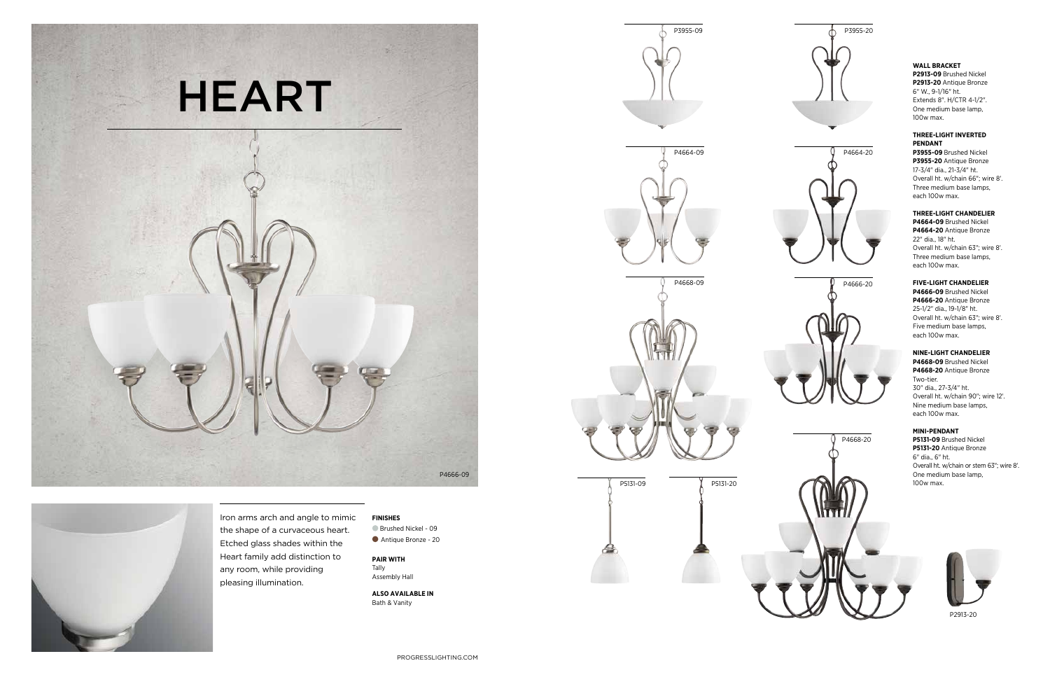# HEART

P4666-09

Iron arms arch and angle to mimic the shape of a curvaceous heart. Etched glass shades within the Heart family add distinction to any room, while providing pleasing illumination.

**FINISHES**

- Brushed Nickel - 09
- Antique Bronze - 20

**PAIR WITH**

Tally
Assembly Hall

**ALSO AVAILABLE IN**

Bath & Vanity

P3955-09 P3955-20

P4664-09 P4664-20

P4668-09 P4666-20

P5131-09 P5131-20

P4668-20

P2913-20

**WALL BRACKET**
**P2913-09** Brushed Nickel
**P2913-20** Antique Bronze
6" W., 9-1/16" ht.
Extends 8". H/CTR 4-1/2".
One medium base lamp, 100w max.

**THREE-LIGHT INVERTED PENDANT**
**P3955-09** Brushed Nickel
**P3955-20** Antique Bronze
17-3/4" dia., 21-3/4" ht.
Overall ht. w/chain 66"; wire 8'.
Three medium base lamps, each 100w max.

**THREE-LIGHT CHANDELIER**
**P4664-09** Brushed Nickel
**P4664-20** Antique Bronze
22" dia., 18" ht.
Overall ht. w/chain 63"; wire 8'.
Three medium base lamps, each 100w max.

**FIVE-LIGHT CHANDELIER**
**P4666-09** Brushed Nickel
**P4666-20** Antique Bronze
25-1/2" dia., 19-1/8" ht.
Overall ht. w/chain 63"; wire 8'.
Five medium base lamps, each 100w max.

**NINE-LIGHT CHANDELIER**
**P4668-09** Brushed Nickel
**P4668-20** Antique Bronze
Two-tier.
30" dia., 27-3/4" ht.
Overall ht. w/chain 90"; wire 12'.
Nine medium base lamps, each 100w max.

**MINI-PENDANT**
**P5131-09** Brushed Nickel
**P5131-20** Antique Bronze
6" dia., 6" ht.
Overall ht. w/chain or stem 63"; wire 8'.
One medium base lamp, 100w max.

PROGRESSLIGHTING.COM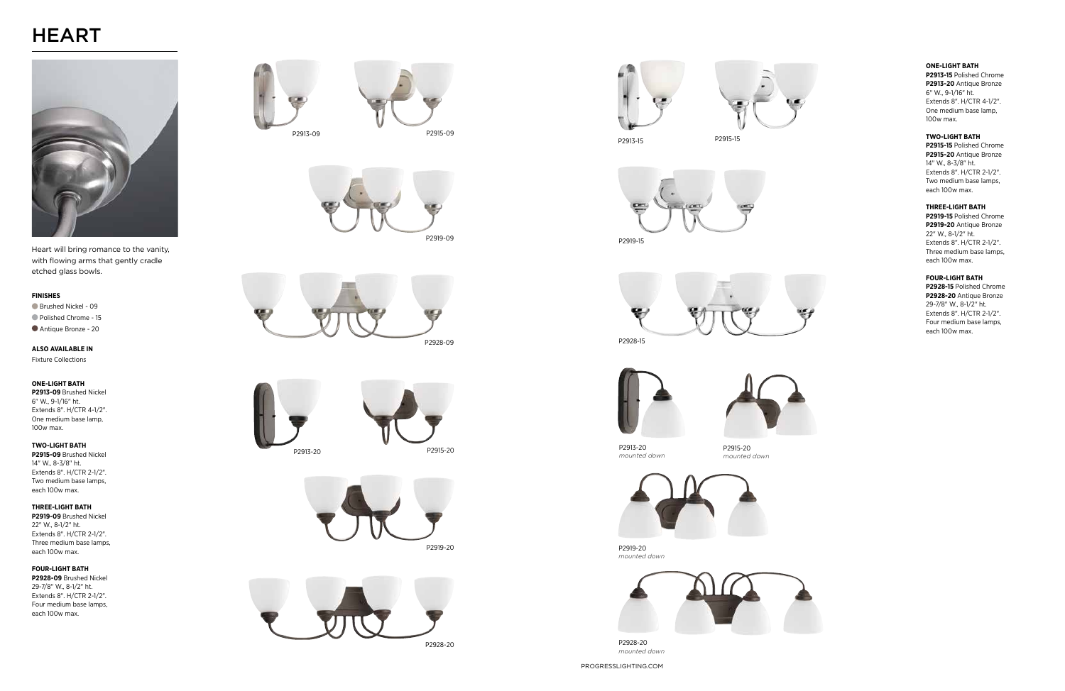# HEART

Heart will bring romance to the vanity, with flowing arms that gently cradle etched glass bowls.

**FINISHES**

- Brushed Nickel - 09
- Polished Chrome - 15
- Antique Bronze - 20

**ALSO AVAILABLE IN**

Fixture Collections

**ONE-LIGHT BATH**
**P2913-09** Brushed Nickel
6" W., 9-1/16" ht.
Extends 8". H/CTR 4-1/2".
One medium base lamp, 100w max.

**TWO-LIGHT BATH**
**P2915-09** Brushed Nickel
14" W., 8-3/8" ht.
Extends 8". H/CTR 2-1/2".
Two medium base lamps, each 100w max.

**THREE-LIGHT BATH**
**P2919-09** Brushed Nickel
22" W., 8-1/2" ht.
Extends 8". H/CTR 2-1/2".
Three medium base lamps, each 100w max.

**FOUR-LIGHT BATH**
**P2928-09** Brushed Nickel
29-7/8" W., 8-1/2" ht.
Extends 8". H/CTR 2-1/2".
Four medium base lamps, each 100w max.

P2913-09

P2915-09

P2919-09

P2928-09

P2913-20

P2915-20

P2919-20

P2928-20

P2913-15

P2915-15

P2919-15

P2928-15

P2913-20
*mounted down*

P2915-20
*mounted down*

P2919-20
*mounted down*

P2928-20
*mounted down*

**ONE-LIGHT BATH**
**P2913-15** Polished Chrome
**P2913-20** Antique Bronze
6" W., 9-1/16" ht.
Extends 8". H/CTR 4-1/2".
One medium base lamp, 100w max.

**TWO-LIGHT BATH**
**P2915-15** Polished Chrome
**P2915-20** Antique Bronze
14" W., 8-3/8" ht.
Extends 8". H/CTR 2-1/2".
Two medium base lamps, each 100w max.

**THREE-LIGHT BATH**
**P2919-15** Polished Chrome
**P2919-20** Antique Bronze
22" W., 8-1/2" ht.
Extends 8". H/CTR 2-1/2".
Three medium base lamps, each 100w max.

**FOUR-LIGHT BATH**
**P2928-15** Polished Chrome
**P2928-20** Antique Bronze
29-7/8" W., 8-1/2" ht.
Extends 8". H/CTR 2-1/2".
Four medium base lamps, each 100w max.

PROGRESSLIGHTING.COM